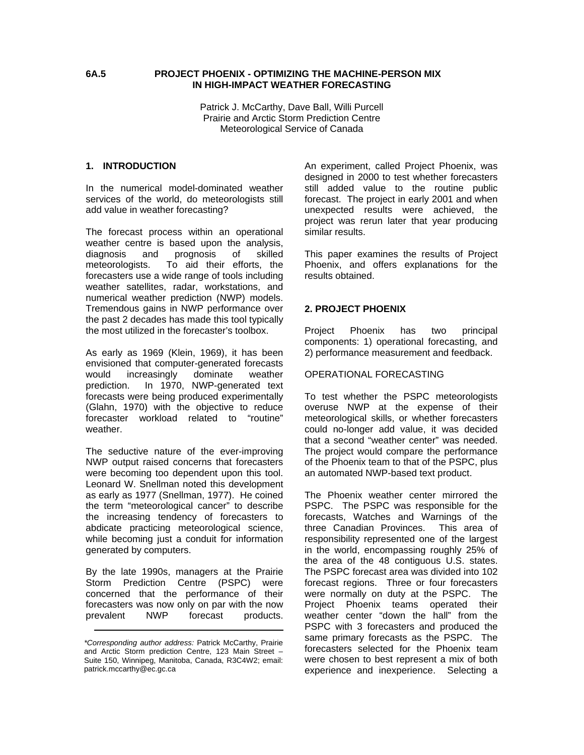# 6A.5 PROJECT PHOENIX - OPTIMIZING THE MACHINE-PERSON MIX IN HIGH-IMPACT WEATHER FORECASTING

Patrick J. McCarthy, Dave Ball, Willi Purcell
Prairie and Arctic Storm Prediction Centre
Meteorological Service of Canada

## 1. INTRODUCTION

In the numerical model-dominated weather services of the world, do meteorologists still add value in weather forecasting?

The forecast process within an operational weather centre is based upon the analysis, diagnosis and prognosis of skilled meteorologists. To aid their efforts, the forecasters use a wide range of tools including weather satellites, radar, workstations, and numerical weather prediction (NWP) models. Tremendous gains in NWP performance over the past 2 decades has made this tool typically the most utilized in the forecaster's toolbox.

As early as 1969 (Klein, 1969), it has been envisioned that computer-generated forecasts would increasingly dominate weather prediction. In 1970, NWP-generated text forecasts were being produced experimentally (Glahn, 1970) with the objective to reduce forecaster workload related to "routine" weather.

The seductive nature of the ever-improving NWP output raised concerns that forecasters were becoming too dependent upon this tool. Leonard W. Snellman noted this development as early as 1977 (Snellman, 1977). He coined the term "meteorological cancer" to describe the increasing tendency of forecasters to abdicate practicing meteorological science, while becoming just a conduit for information generated by computers.

By the late 1990s, managers at the Prairie Storm Prediction Centre (PSPC) were concerned that the performance of their forecasters was now only on par with the now prevalent NWP forecast products. An experiment, called Project Phoenix, was designed in 2000 to test whether forecasters still added value to the routine public forecast. The project in early 2001 and when unexpected results were achieved, the project was rerun later that year producing similar results.

This paper examines the results of Project Phoenix, and offers explanations for the results obtained.

*Corresponding author address:* Patrick McCarthy, Prairie and Arctic Storm prediction Centre, 123 Main Street – Suite 150, Winnipeg, Manitoba, Canada, R3C4W2; email: patrick.mccarthy@ec.gc.ca

## 2. PROJECT PHOENIX

Project Phoenix has two principal components: 1) operational forecasting, and 2) performance measurement and feedback.

### OPERATIONAL FORECASTING

To test whether the PSPC meteorologists overuse NWP at the expense of their meteorological skills, or whether forecasters could no-longer add value, it was decided that a second "weather center" was needed. The project would compare the performance of the Phoenix team to that of the PSPC, plus an automated NWP-based text product.

The Phoenix weather center mirrored the PSPC. The PSPC was responsible for the forecasts, Watches and Warnings of the three Canadian Provinces. This area of responsibility represented one of the largest in the world, encompassing roughly 25% of the area of the 48 contiguous U.S. states. The PSPC forecast area was divided into 102 forecast regions. Three or four forecasters were normally on duty at the PSPC. The Project Phoenix teams operated their weather center "down the hall" from the PSPC with 3 forecasters and produced the same primary forecasts as the PSPC. The forecasters selected for the Phoenix team were chosen to best represent a mix of both experience and inexperience. Selecting a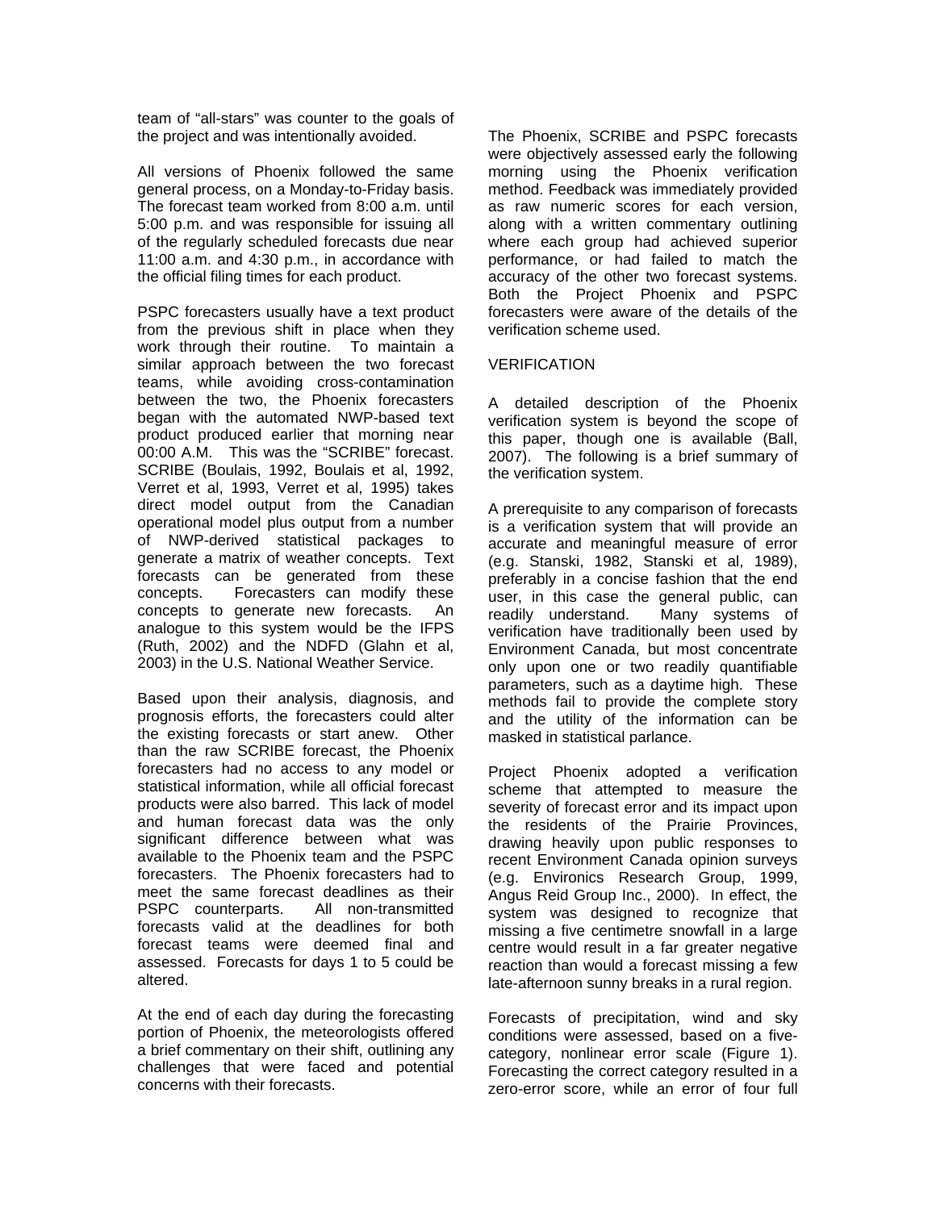team of "all-stars" was counter to the goals of the project and was intentionally avoided.

All versions of Phoenix followed the same general process, on a Monday-to-Friday basis. The forecast team worked from 8:00 a.m. until 5:00 p.m. and was responsible for issuing all of the regularly scheduled forecasts due near 11:00 a.m. and 4:30 p.m., in accordance with the official filing times for each product.

PSPC forecasters usually have a text product from the previous shift in place when they work through their routine. To maintain a similar approach between the two forecast teams, while avoiding cross-contamination between the two, the Phoenix forecasters began with the automated NWP-based text product produced earlier that morning near 00:00 A.M. This was the "SCRIBE" forecast. SCRIBE (Boulais, 1992, Boulais et al, 1992, Verret et al, 1993, Verret et al, 1995) takes direct model output from the Canadian operational model plus output from a number of NWP-derived statistical packages to generate a matrix of weather concepts. Text forecasts can be generated from these concepts. Forecasters can modify these concepts to generate new forecasts. An analogue to this system would be the IFPS (Ruth, 2002) and the NDFD (Glahn et al, 2003) in the U.S. National Weather Service.

Based upon their analysis, diagnosis, and prognosis efforts, the forecasters could alter the existing forecasts or start anew. Other than the raw SCRIBE forecast, the Phoenix forecasters had no access to any model or statistical information, while all official forecast products were also barred. This lack of model and human forecast data was the only significant difference between what was available to the Phoenix team and the PSPC forecasters. The Phoenix forecasters had to meet the same forecast deadlines as their PSPC counterparts. All non-transmitted forecasts valid at the deadlines for both forecast teams were deemed final and assessed. Forecasts for days 1 to 5 could be altered.

At the end of each day during the forecasting portion of Phoenix, the meteorologists offered a brief commentary on their shift, outlining any challenges that were faced and potential concerns with their forecasts.

The Phoenix, SCRIBE and PSPC forecasts were objectively assessed early the following morning using the Phoenix verification method. Feedback was immediately provided as raw numeric scores for each version, along with a written commentary outlining where each group had achieved superior performance, or had failed to match the accuracy of the other two forecast systems. Both the Project Phoenix and PSPC forecasters were aware of the details of the verification scheme used.

## VERIFICATION

A detailed description of the Phoenix verification system is beyond the scope of this paper, though one is available (Ball, 2007). The following is a brief summary of the verification system.

A prerequisite to any comparison of forecasts is a verification system that will provide an accurate and meaningful measure of error (e.g. Stanski, 1982, Stanski et al, 1989), preferably in a concise fashion that the end user, in this case the general public, can readily understand. Many systems of verification have traditionally been used by Environment Canada, but most concentrate only upon one or two readily quantifiable parameters, such as a daytime high. These methods fail to provide the complete story and the utility of the information can be masked in statistical parlance.

Project Phoenix adopted a verification scheme that attempted to measure the severity of forecast error and its impact upon the residents of the Prairie Provinces, drawing heavily upon public responses to recent Environment Canada opinion surveys (e.g. Environics Research Group, 1999, Angus Reid Group Inc., 2000). In effect, the system was designed to recognize that missing a five centimetre snowfall in a large centre would result in a far greater negative reaction than would a forecast missing a few late-afternoon sunny breaks in a rural region.

Forecasts of precipitation, wind and sky conditions were assessed, based on a five-category, nonlinear error scale (Figure 1). Forecasting the correct category resulted in a zero-error score, while an error of four full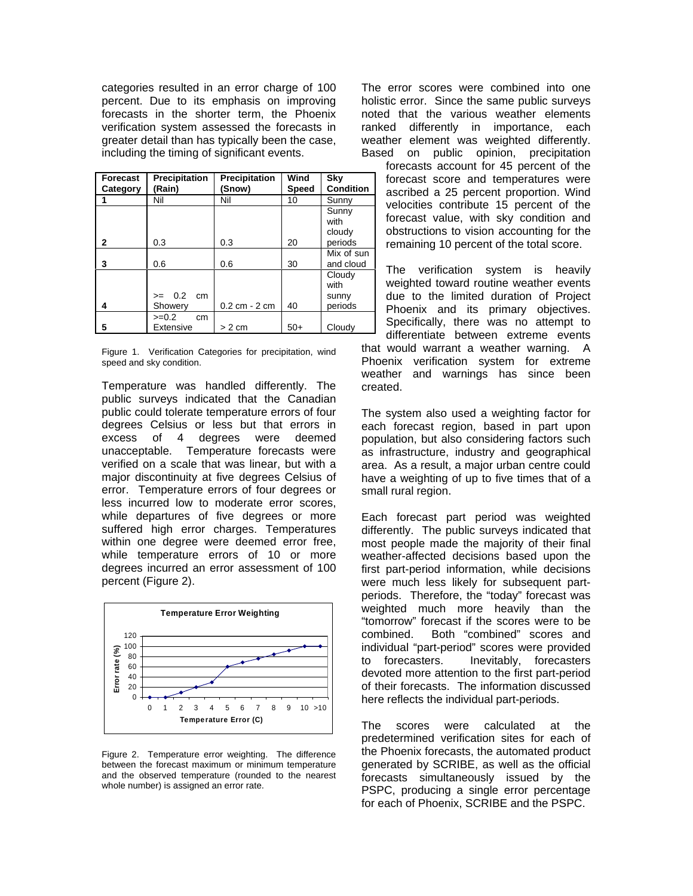categories resulted in an error charge of 100 percent. Due to its emphasis on improving forecasts in the shorter term, the Phoenix verification system assessed the forecasts in greater detail than has typically been the case, including the timing of significant events.

| Forecast Category | Precipitation (Rain) | Precipitation (Snow) | Wind Speed | Sky Condition |
|---|---|---|---|---|
| 1 | Nil | Nil | 10 | Sunny |
| 2 | 0.3 | 0.3 | 20 | Sunny with cloudy periods |
| 3 | 0.6 | 0.6 | 30 | Mix of sun and cloud |
| 4 | >= 0.2 cm Showery | 0.2 cm - 2 cm | 40 | Cloudy with sunny periods |
| 5 | >=0.2 cm Extensive | > 2 cm | 50+ | Cloudy |

Figure 1. Verification Categories for precipitation, wind speed and sky condition.

Temperature was handled differently. The public surveys indicated that the Canadian public could tolerate temperature errors of four degrees Celsius or less but that errors in excess of 4 degrees were deemed unacceptable. Temperature forecasts were verified on a scale that was linear, but with a major discontinuity at five degrees Celsius of error. Temperature errors of four degrees or less incurred low to moderate error scores, while departures of five degrees or more suffered high error charges. Temperatures within one degree were deemed error free, while temperature errors of 10 or more degrees incurred an error assessment of 100 percent (Figure 2).

Figure 2. Temperature error weighting. The difference between the forecast maximum or minimum temperature and the observed temperature (rounded to the nearest whole number) is assigned an error rate.

The error scores were combined into one holistic error. Since the same public surveys noted that the various weather elements ranked differently in importance, each weather element was weighted differently. Based on public opinion, precipitation forecasts account for 45 percent of the forecast score and temperatures were ascribed a 25 percent proportion. Wind velocities contribute 15 percent of the forecast value, with sky condition and obstructions to vision accounting for the remaining 10 percent of the total score.

The verification system is heavily weighted toward routine weather events due to the limited duration of Project Phoenix and its primary objectives. Specifically, there was no attempt to differentiate between extreme events that would warrant a weather warning. A Phoenix verification system for extreme weather and warnings has since been created.

The system also used a weighting factor for each forecast region, based in part upon population, but also considering factors such as infrastructure, industry and geographical area. As a result, a major urban centre could have a weighting of up to five times that of a small rural region.

Each forecast part period was weighted differently. The public surveys indicated that most people made the majority of their final weather-affected decisions based upon the first part-period information, while decisions were much less likely for subsequent part-periods. Therefore, the "today" forecast was weighted much more heavily than the "tomorrow" forecast if the scores were to be combined. Both "combined" scores and individual "part-period" scores were provided to forecasters. Inevitably, forecasters devoted more attention to the first part-period of their forecasts. The information discussed here reflects the individual part-periods.

The scores were calculated at the predetermined verification sites for each of the Phoenix forecasts, the automated product generated by SCRIBE, as well as the official forecasts simultaneously issued by the PSPC, producing a single error percentage for each of Phoenix, SCRIBE and the PSPC.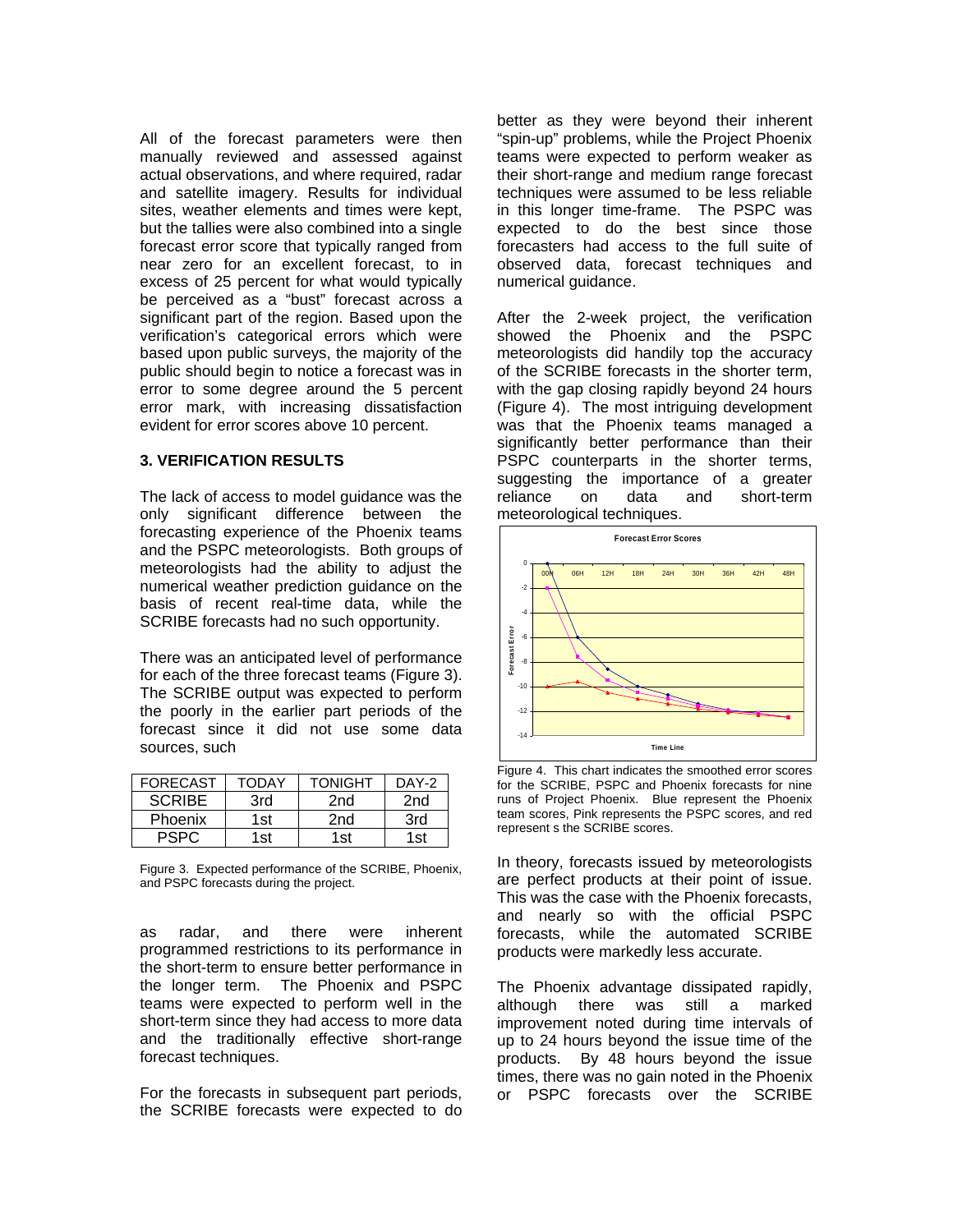All of the forecast parameters were then manually reviewed and assessed against actual observations, and where required, radar and satellite imagery. Results for individual sites, weather elements and times were kept, but the tallies were also combined into a single forecast error score that typically ranged from near zero for an excellent forecast, to in excess of 25 percent for what would typically be perceived as a "bust" forecast across a significant part of the region. Based upon the verification's categorical errors which were based upon public surveys, the majority of the public should begin to notice a forecast was in error to some degree around the 5 percent error mark, with increasing dissatisfaction evident for error scores above 10 percent.

### 3. VERIFICATION RESULTS

The lack of access to model guidance was the only significant difference between the forecasting experience of the Phoenix teams and the PSPC meteorologists. Both groups of meteorologists had the ability to adjust the numerical weather prediction guidance on the basis of recent real-time data, while the SCRIBE forecasts had no such opportunity.

There was an anticipated level of performance for each of the three forecast teams (Figure 3). The SCRIBE output was expected to perform the poorly in the earlier part periods of the forecast since it did not use some data sources, such as radar, and there were inherent programmed restrictions to its performance in the short-term to ensure better performance in the longer term. The Phoenix and PSPC teams were expected to perform well in the short-term since they had access to more data and the traditionally effective short-range forecast techniques.

| FORECAST | TODAY | TONIGHT | DAY-2 |
|---|---|---|---|
| SCRIBE | 3rd | 2nd | 2nd |
| Phoenix | 1st | 2nd | 3rd |
| PSPC | 1st | 1st | 1st |

Figure 3. Expected performance of the SCRIBE, Phoenix, and PSPC forecasts during the project.

For the forecasts in subsequent part periods, the SCRIBE forecasts were expected to do better as they were beyond their inherent "spin-up" problems, while the Project Phoenix teams were expected to perform weaker as their short-range and medium range forecast techniques were assumed to be less reliable in this longer time-frame. The PSPC was expected to do the best since those forecasters had access to the full suite of observed data, forecast techniques and numerical guidance.

After the 2-week project, the verification showed the Phoenix and the PSPC meteorologists did handily top the accuracy of the SCRIBE forecasts in the shorter term, with the gap closing rapidly beyond 24 hours (Figure 4). The most intriguing development was that the Phoenix teams managed a significantly better performance than their PSPC counterparts in the shorter terms, suggesting the importance of a greater reliance on data and short-term meteorological techniques.

Figure 4. This chart indicates the smoothed error scores for the SCRIBE, PSPC and Phoenix forecasts for nine runs of Project Phoenix. Blue represent the Phoenix team scores, Pink represents the PSPC scores, and red represent s the SCRIBE scores.

In theory, forecasts issued by meteorologists are perfect products at their point of issue. This was the case with the Phoenix forecasts, and nearly so with the official PSPC forecasts, while the automated SCRIBE products were markedly less accurate.

The Phoenix advantage dissipated rapidly, although there was still a marked improvement noted during time intervals of up to 24 hours beyond the issue time of the products. By 48 hours beyond the issue times, there was no gain noted in the Phoenix or PSPC forecasts over the SCRIBE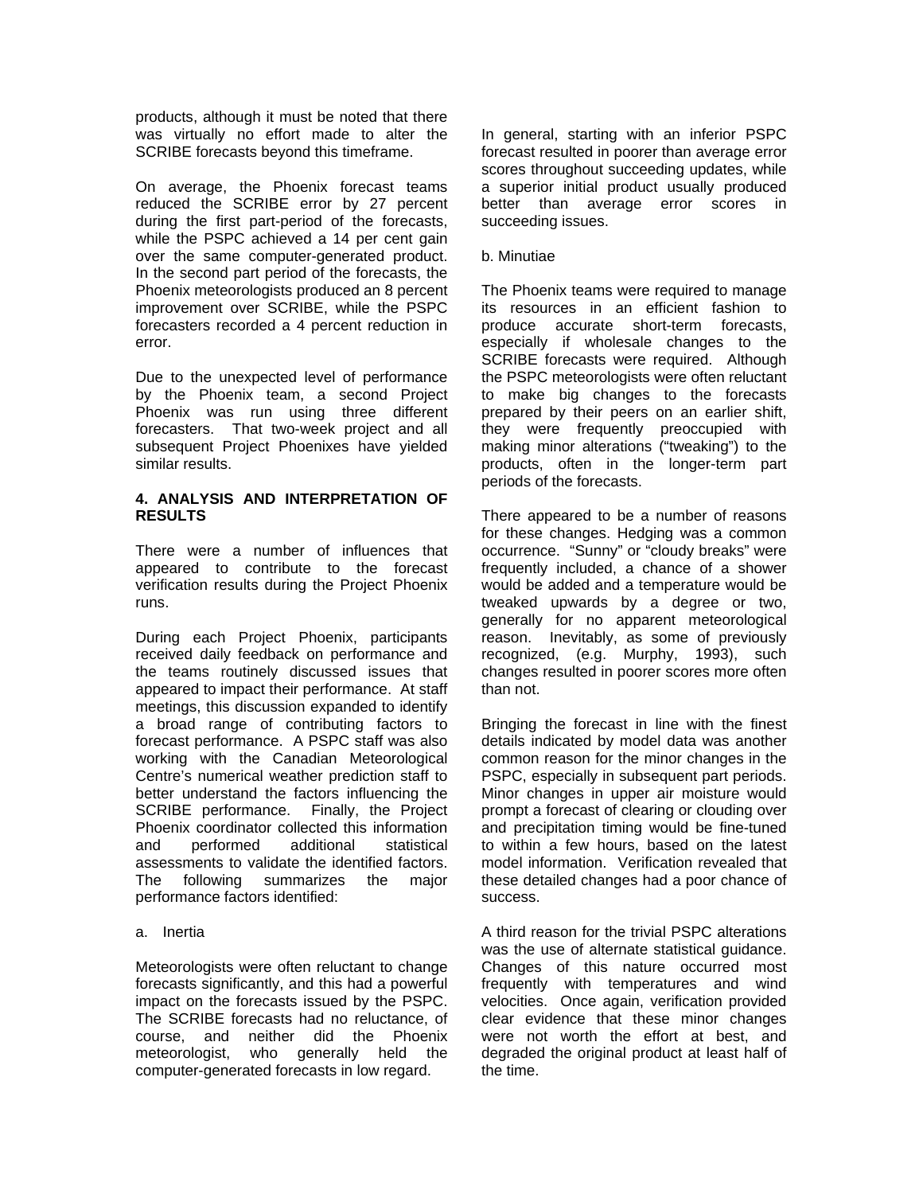products, although it must be noted that there was virtually no effort made to alter the SCRIBE forecasts beyond this timeframe.

On average, the Phoenix forecast teams reduced the SCRIBE error by 27 percent during the first part-period of the forecasts, while the PSPC achieved a 14 per cent gain over the same computer-generated product. In the second part period of the forecasts, the Phoenix meteorologists produced an 8 percent improvement over SCRIBE, while the PSPC forecasters recorded a 4 percent reduction in error.

Due to the unexpected level of performance by the Phoenix team, a second Project Phoenix was run using three different forecasters. That two-week project and all subsequent Project Phoenixes have yielded similar results.

## 4. ANALYSIS AND INTERPRETATION OF RESULTS

There were a number of influences that appeared to contribute to the forecast verification results during the Project Phoenix runs.

During each Project Phoenix, participants received daily feedback on performance and the teams routinely discussed issues that appeared to impact their performance. At staff meetings, this discussion expanded to identify a broad range of contributing factors to forecast performance. A PSPC staff was also working with the Canadian Meteorological Centre's numerical weather prediction staff to better understand the factors influencing the SCRIBE performance. Finally, the Project Phoenix coordinator collected this information and performed additional statistical assessments to validate the identified factors. The following summarizes the major performance factors identified:

a. Inertia

Meteorologists were often reluctant to change forecasts significantly, and this had a powerful impact on the forecasts issued by the PSPC. The SCRIBE forecasts had no reluctance, of course, and neither did the Phoenix meteorologist, who generally held the computer-generated forecasts in low regard.

In general, starting with an inferior PSPC forecast resulted in poorer than average error scores throughout succeeding updates, while a superior initial product usually produced better than average error scores in succeeding issues.

b. Minutiae

The Phoenix teams were required to manage its resources in an efficient fashion to produce accurate short-term forecasts, especially if wholesale changes to the SCRIBE forecasts were required. Although the PSPC meteorologists were often reluctant to make big changes to the forecasts prepared by their peers on an earlier shift, they were frequently preoccupied with making minor alterations ("tweaking") to the products, often in the longer-term part periods of the forecasts.

There appeared to be a number of reasons for these changes. Hedging was a common occurrence. "Sunny" or "cloudy breaks" were frequently included, a chance of a shower would be added and a temperature would be tweaked upwards by a degree or two, generally for no apparent meteorological reason. Inevitably, as some of previously recognized, (e.g. Murphy, 1993), such changes resulted in poorer scores more often than not.

Bringing the forecast in line with the finest details indicated by model data was another common reason for the minor changes in the PSPC, especially in subsequent part periods. Minor changes in upper air moisture would prompt a forecast of clearing or clouding over and precipitation timing would be fine-tuned to within a few hours, based on the latest model information. Verification revealed that these detailed changes had a poor chance of success.

A third reason for the trivial PSPC alterations was the use of alternate statistical guidance. Changes of this nature occurred most frequently with temperatures and wind velocities. Once again, verification provided clear evidence that these minor changes were not worth the effort at best, and degraded the original product at least half of the time.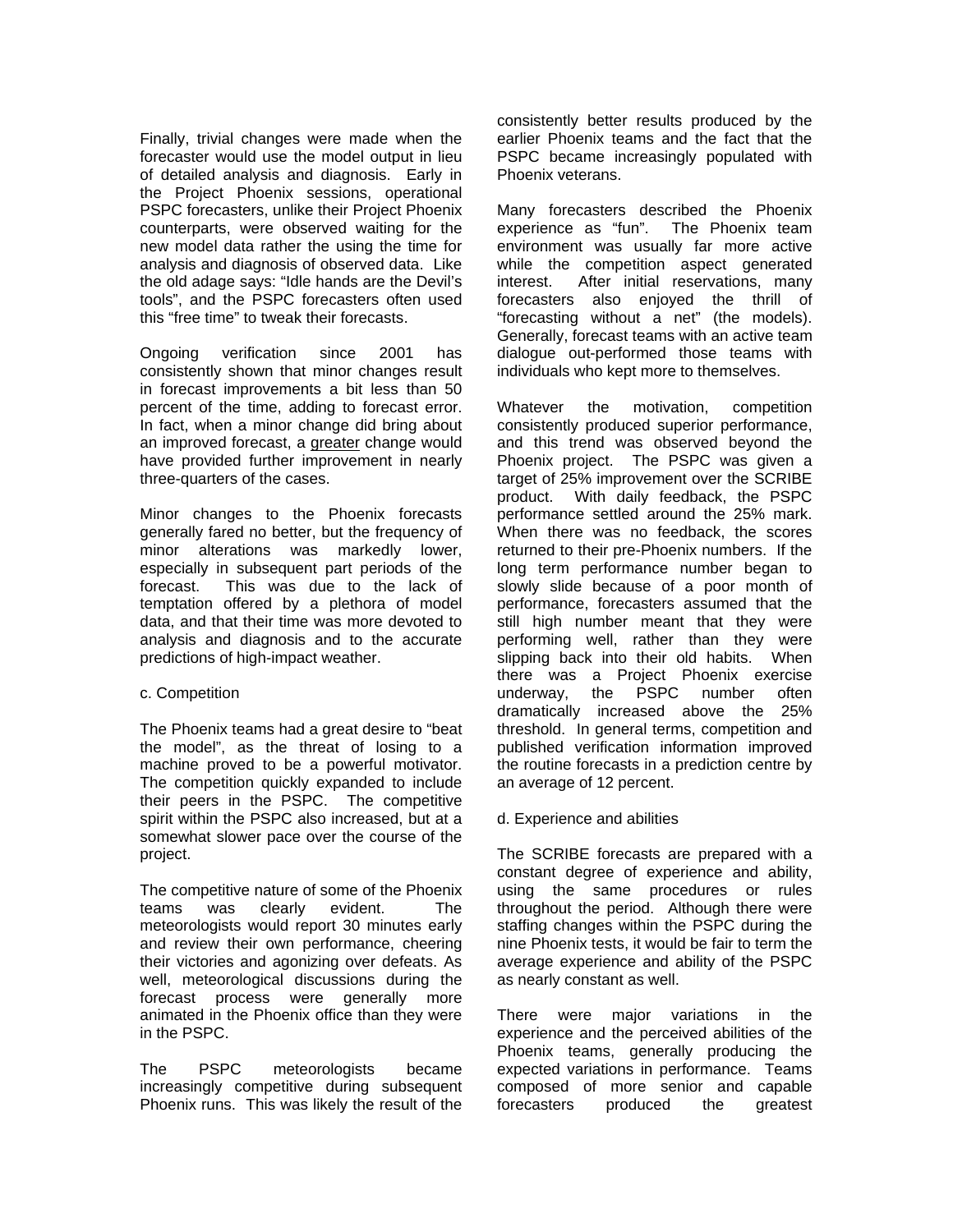Finally, trivial changes were made when the forecaster would use the model output in lieu of detailed analysis and diagnosis. Early in the Project Phoenix sessions, operational PSPC forecasters, unlike their Project Phoenix counterparts, were observed waiting for the new model data rather the using the time for analysis and diagnosis of observed data. Like the old adage says: "Idle hands are the Devil's tools", and the PSPC forecasters often used this "free time" to tweak their forecasts.

Ongoing verification since 2001 has consistently shown that minor changes result in forecast improvements a bit less than 50 percent of the time, adding to forecast error. In fact, when a minor change did bring about an improved forecast, a <u>greater</u> change would have provided further improvement in nearly three-quarters of the cases.

Minor changes to the Phoenix forecasts generally fared no better, but the frequency of minor alterations was markedly lower, especially in subsequent part periods of the forecast. This was due to the lack of temptation offered by a plethora of model data, and that their time was more devoted to analysis and diagnosis and to the accurate predictions of high-impact weather.

c. Competition

The Phoenix teams had a great desire to "beat the model", as the threat of losing to a machine proved to be a powerful motivator. The competition quickly expanded to include their peers in the PSPC. The competitive spirit within the PSPC also increased, but at a somewhat slower pace over the course of the project.

The competitive nature of some of the Phoenix teams was clearly evident. The meteorologists would report 30 minutes early and review their own performance, cheering their victories and agonizing over defeats. As well, meteorological discussions during the forecast process were generally more animated in the Phoenix office than they were in the PSPC.

The PSPC meteorologists became increasingly competitive during subsequent Phoenix runs. This was likely the result of the consistently better results produced by the earlier Phoenix teams and the fact that the PSPC became increasingly populated with Phoenix veterans.

Many forecasters described the Phoenix experience as "fun". The Phoenix team environment was usually far more active while the competition aspect generated interest. After initial reservations, many forecasters also enjoyed the thrill of "forecasting without a net" (the models). Generally, forecast teams with an active team dialogue out-performed those teams with individuals who kept more to themselves.

Whatever the motivation, competition consistently produced superior performance, and this trend was observed beyond the Phoenix project. The PSPC was given a target of 25% improvement over the SCRIBE product. With daily feedback, the PSPC performance settled around the 25% mark. When there was no feedback, the scores returned to their pre-Phoenix numbers. If the long term performance number began to slowly slide because of a poor month of performance, forecasters assumed that the still high number meant that they were performing well, rather than they were slipping back into their old habits. When there was a Project Phoenix exercise underway, the PSPC number often dramatically increased above the 25% threshold. In general terms, competition and published verification information improved the routine forecasts in a prediction centre by an average of 12 percent.

d. Experience and abilities

The SCRIBE forecasts are prepared with a constant degree of experience and ability, using the same procedures or rules throughout the period. Although there were staffing changes within the PSPC during the nine Phoenix tests, it would be fair to term the average experience and ability of the PSPC as nearly constant as well.

There were major variations in the experience and the perceived abilities of the Phoenix teams, generally producing the expected variations in performance. Teams composed of more senior and capable forecasters produced the greatest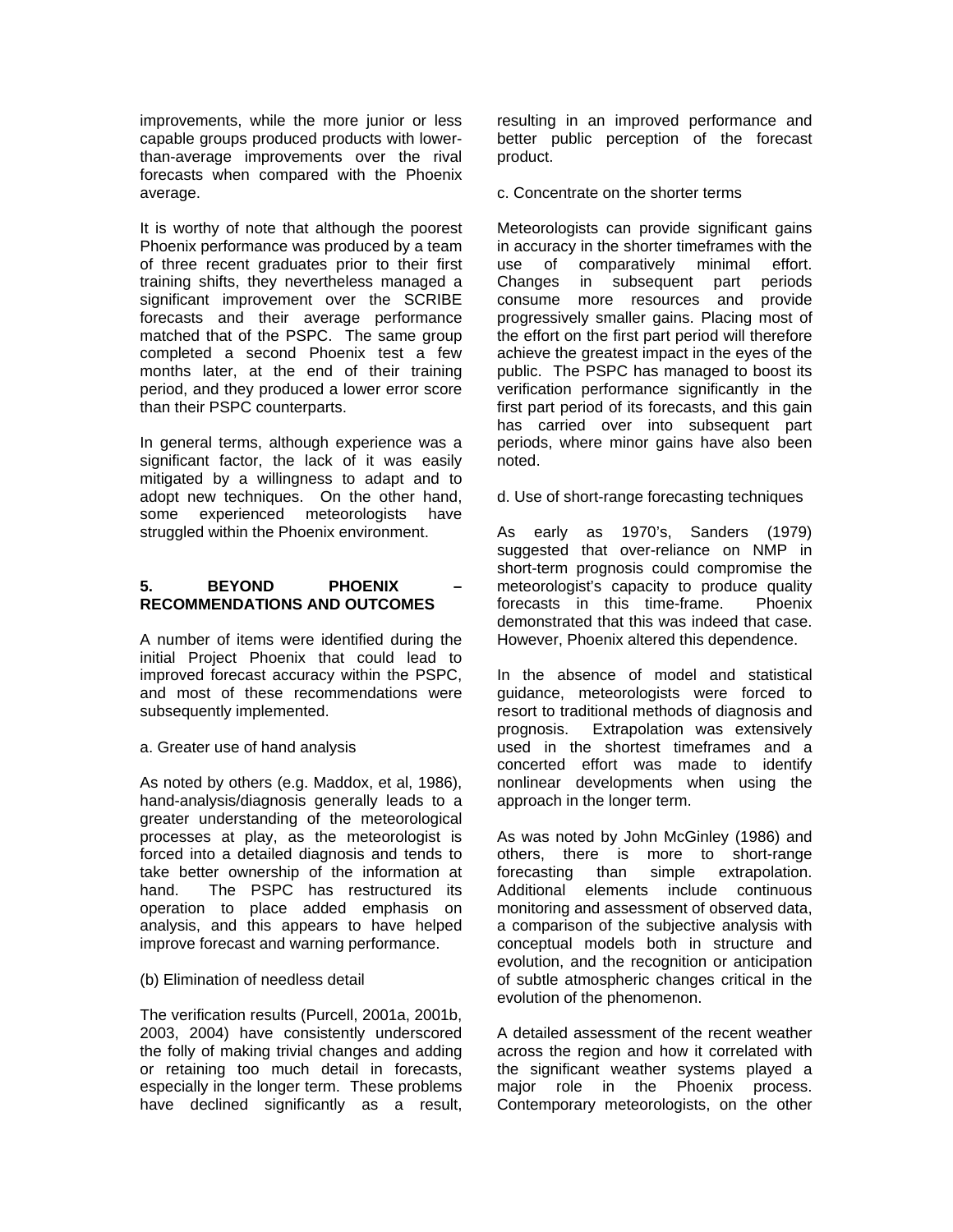improvements, while the more junior or less capable groups produced products with lower-than-average improvements over the rival forecasts when compared with the Phoenix average.

It is worthy of note that although the poorest Phoenix performance was produced by a team of three recent graduates prior to their first training shifts, they nevertheless managed a significant improvement over the SCRIBE forecasts and their average performance matched that of the PSPC. The same group completed a second Phoenix test a few months later, at the end of their training period, and they produced a lower error score than their PSPC counterparts.

In general terms, although experience was a significant factor, the lack of it was easily mitigated by a willingness to adapt and to adopt new techniques. On the other hand, some experienced meteorologists have struggled within the Phoenix environment.

## 5. BEYOND PHOENIX – RECOMMENDATIONS AND OUTCOMES

A number of items were identified during the initial Project Phoenix that could lead to improved forecast accuracy within the PSPC, and most of these recommendations were subsequently implemented.

a. Greater use of hand analysis

As noted by others (e.g. Maddox, et al, 1986), hand-analysis/diagnosis generally leads to a greater understanding of the meteorological processes at play, as the meteorologist is forced into a detailed diagnosis and tends to take better ownership of the information at hand. The PSPC has restructured its operation to place added emphasis on analysis, and this appears to have helped improve forecast and warning performance.

(b) Elimination of needless detail

The verification results (Purcell, 2001a, 2001b, 2003, 2004) have consistently underscored the folly of making trivial changes and adding or retaining too much detail in forecasts, especially in the longer term. These problems have declined significantly as a result, resulting in an improved performance and better public perception of the forecast product.

c. Concentrate on the shorter terms

Meteorologists can provide significant gains in accuracy in the shorter timeframes with the use of comparatively minimal effort. Changes in subsequent part periods consume more resources and provide progressively smaller gains. Placing most of the effort on the first part period will therefore achieve the greatest impact in the eyes of the public. The PSPC has managed to boost its verification performance significantly in the first part period of its forecasts, and this gain has carried over into subsequent part periods, where minor gains have also been noted.

d. Use of short-range forecasting techniques

As early as 1970's, Sanders (1979) suggested that over-reliance on NMP in short-term prognosis could compromise the meteorologist's capacity to produce quality forecasts in this time-frame. Phoenix demonstrated that this was indeed that case. However, Phoenix altered this dependence.

In the absence of model and statistical guidance, meteorologists were forced to resort to traditional methods of diagnosis and prognosis. Extrapolation was extensively used in the shortest timeframes and a concerted effort was made to identify nonlinear developments when using the approach in the longer term.

As was noted by John McGinley (1986) and others, there is more to short-range forecasting than simple extrapolation. Additional elements include continuous monitoring and assessment of observed data, a comparison of the subjective analysis with conceptual models both in structure and evolution, and the recognition or anticipation of subtle atmospheric changes critical in the evolution of the phenomenon.

A detailed assessment of the recent weather across the region and how it correlated with the significant weather systems played a major role in the Phoenix process. Contemporary meteorologists, on the other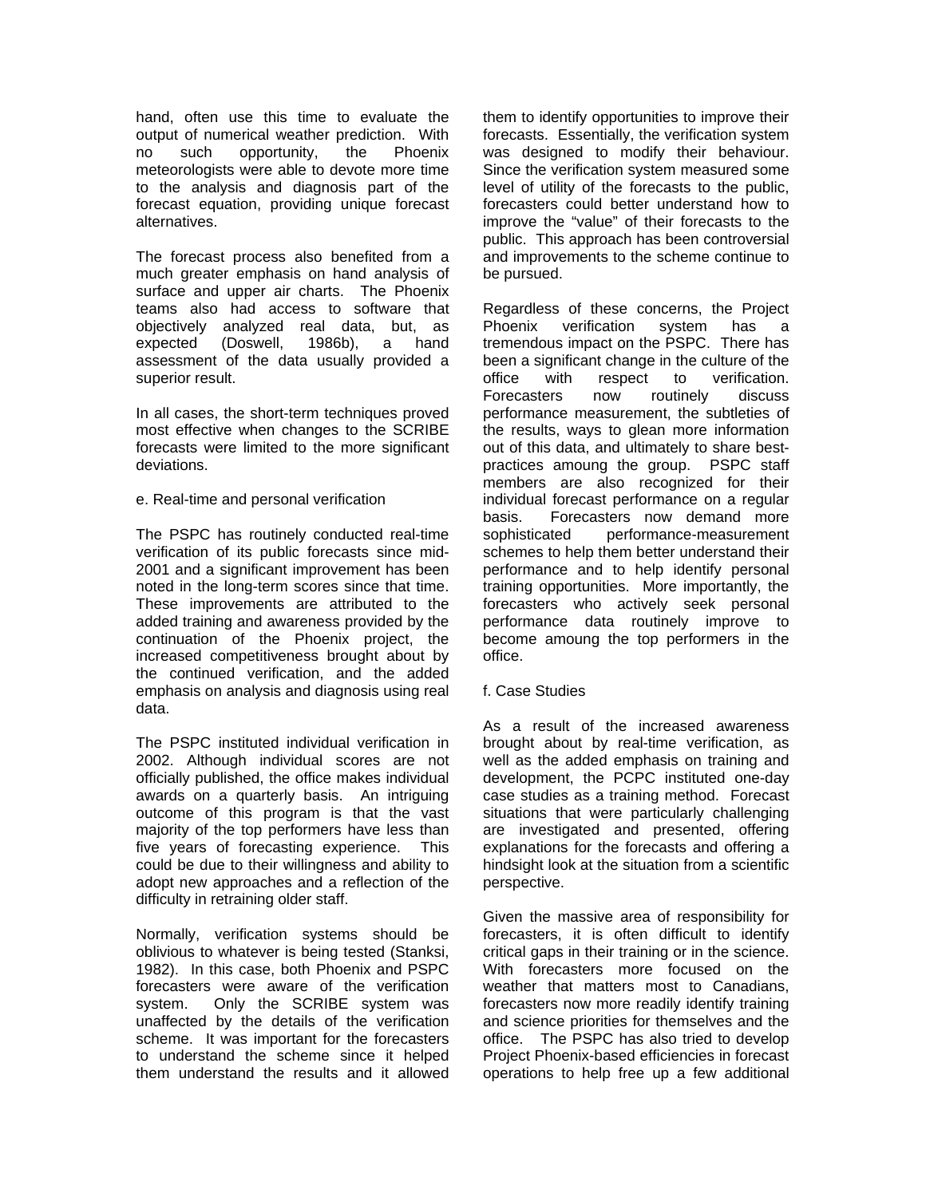hand, often use this time to evaluate the output of numerical weather prediction. With no such opportunity, the Phoenix meteorologists were able to devote more time to the analysis and diagnosis part of the forecast equation, providing unique forecast alternatives.

The forecast process also benefited from a much greater emphasis on hand analysis of surface and upper air charts. The Phoenix teams also had access to software that objectively analyzed real data, but, as expected (Doswell, 1986b), a hand assessment of the data usually provided a superior result.

In all cases, the short-term techniques proved most effective when changes to the SCRIBE forecasts were limited to the more significant deviations.

e. Real-time and personal verification

The PSPC has routinely conducted real-time verification of its public forecasts since mid-2001 and a significant improvement has been noted in the long-term scores since that time. These improvements are attributed to the added training and awareness provided by the continuation of the Phoenix project, the increased competitiveness brought about by the continued verification, and the added emphasis on analysis and diagnosis using real data.

The PSPC instituted individual verification in 2002. Although individual scores are not officially published, the office makes individual awards on a quarterly basis. An intriguing outcome of this program is that the vast majority of the top performers have less than five years of forecasting experience. This could be due to their willingness and ability to adopt new approaches and a reflection of the difficulty in retraining older staff.

Normally, verification systems should be oblivious to whatever is being tested (Stanksi, 1982). In this case, both Phoenix and PSPC forecasters were aware of the verification system. Only the SCRIBE system was unaffected by the details of the verification scheme. It was important for the forecasters to understand the scheme since it helped them understand the results and it allowed them to identify opportunities to improve their forecasts. Essentially, the verification system was designed to modify their behaviour. Since the verification system measured some level of utility of the forecasts to the public, forecasters could better understand how to improve the "value" of their forecasts to the public. This approach has been controversial and improvements to the scheme continue to be pursued.

Regardless of these concerns, the Project Phoenix verification system has a tremendous impact on the PSPC. There has been a significant change in the culture of the office with respect to verification. Forecasters now routinely discuss performance measurement, the subtleties of the results, ways to glean more information out of this data, and ultimately to share best-practices amoung the group. PSPC staff members are also recognized for their individual forecast performance on a regular basis. Forecasters now demand more sophisticated performance-measurement schemes to help them better understand their performance and to help identify personal training opportunities. More importantly, the forecasters who actively seek personal performance data routinely improve to become amoung the top performers in the office.

f. Case Studies

As a result of the increased awareness brought about by real-time verification, as well as the added emphasis on training and development, the PCPC instituted one-day case studies as a training method. Forecast situations that were particularly challenging are investigated and presented, offering explanations for the forecasts and offering a hindsight look at the situation from a scientific perspective.

Given the massive area of responsibility for forecasters, it is often difficult to identify critical gaps in their training or in the science. With forecasters more focused on the weather that matters most to Canadians, forecasters now more readily identify training and science priorities for themselves and the office. The PSPC has also tried to develop Project Phoenix-based efficiencies in forecast operations to help free up a few additional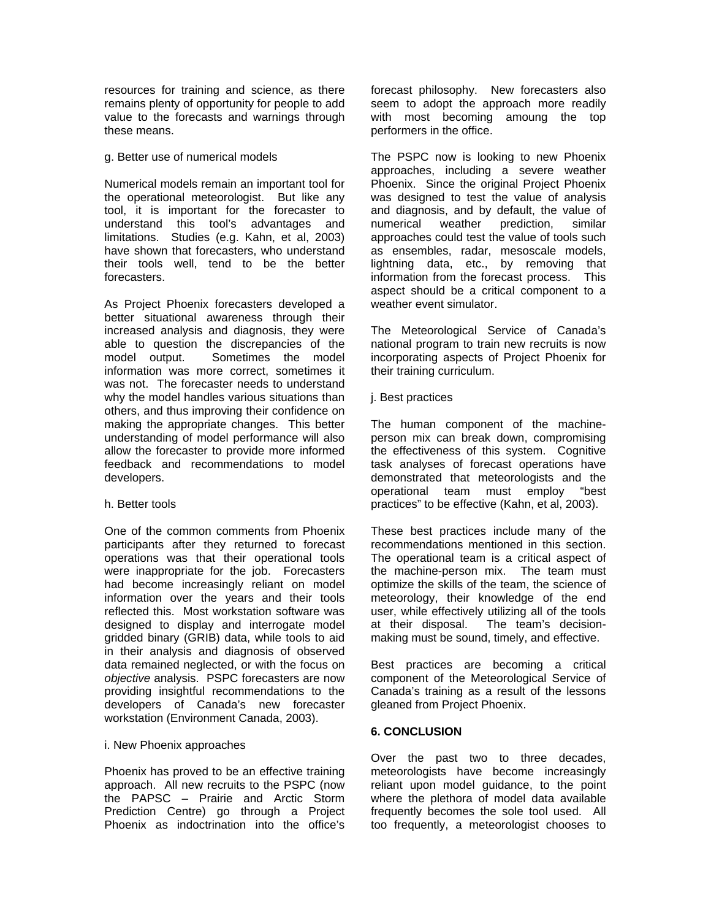resources for training and science, as there remains plenty of opportunity for people to add value to the forecasts and warnings through these means.

g. Better use of numerical models

Numerical models remain an important tool for the operational meteorologist. But like any tool, it is important for the forecaster to understand this tool's advantages and limitations. Studies (e.g. Kahn, et al, 2003) have shown that forecasters, who understand their tools well, tend to be the better forecasters.

As Project Phoenix forecasters developed a better situational awareness through their increased analysis and diagnosis, they were able to question the discrepancies of the model output. Sometimes the model information was more correct, sometimes it was not. The forecaster needs to understand why the model handles various situations than others, and thus improving their confidence on making the appropriate changes. This better understanding of model performance will also allow the forecaster to provide more informed feedback and recommendations to model developers.

h. Better tools

One of the common comments from Phoenix participants after they returned to forecast operations was that their operational tools were inappropriate for the job. Forecasters had become increasingly reliant on model information over the years and their tools reflected this. Most workstation software was designed to display and interrogate model gridded binary (GRIB) data, while tools to aid in their analysis and diagnosis of observed data remained neglected, or with the focus on *objective* analysis. PSPC forecasters are now providing insightful recommendations to the developers of Canada's new forecaster workstation (Environment Canada, 2003).

i. New Phoenix approaches

Phoenix has proved to be an effective training approach. All new recruits to the PSPC (now the PAPSC – Prairie and Arctic Storm Prediction Centre) go through a Project Phoenix as indoctrination into the office's forecast philosophy. New forecasters also seem to adopt the approach more readily with most becoming amoung the top performers in the office.

The PSPC now is looking to new Phoenix approaches, including a severe weather Phoenix. Since the original Project Phoenix was designed to test the value of analysis and diagnosis, and by default, the value of numerical weather prediction, similar approaches could test the value of tools such as ensembles, radar, mesoscale models, lightning data, etc., by removing that information from the forecast process. This aspect should be a critical component to a weather event simulator.

The Meteorological Service of Canada's national program to train new recruits is now incorporating aspects of Project Phoenix for their training curriculum.

j. Best practices

The human component of the machine-person mix can break down, compromising the effectiveness of this system. Cognitive task analyses of forecast operations have demonstrated that meteorologists and the operational team must employ "best practices" to be effective (Kahn, et al, 2003).

These best practices include many of the recommendations mentioned in this section. The operational team is a critical aspect of the machine-person mix. The team must optimize the skills of the team, the science of meteorology, their knowledge of the end user, while effectively utilizing all of the tools at their disposal. The team's decision-making must be sound, timely, and effective.

Best practices are becoming a critical component of the Meteorological Service of Canada's training as a result of the lessons gleaned from Project Phoenix.

## 6. CONCLUSION

Over the past two to three decades, meteorologists have become increasingly reliant upon model guidance, to the point where the plethora of model data available frequently becomes the sole tool used. All too frequently, a meteorologist chooses to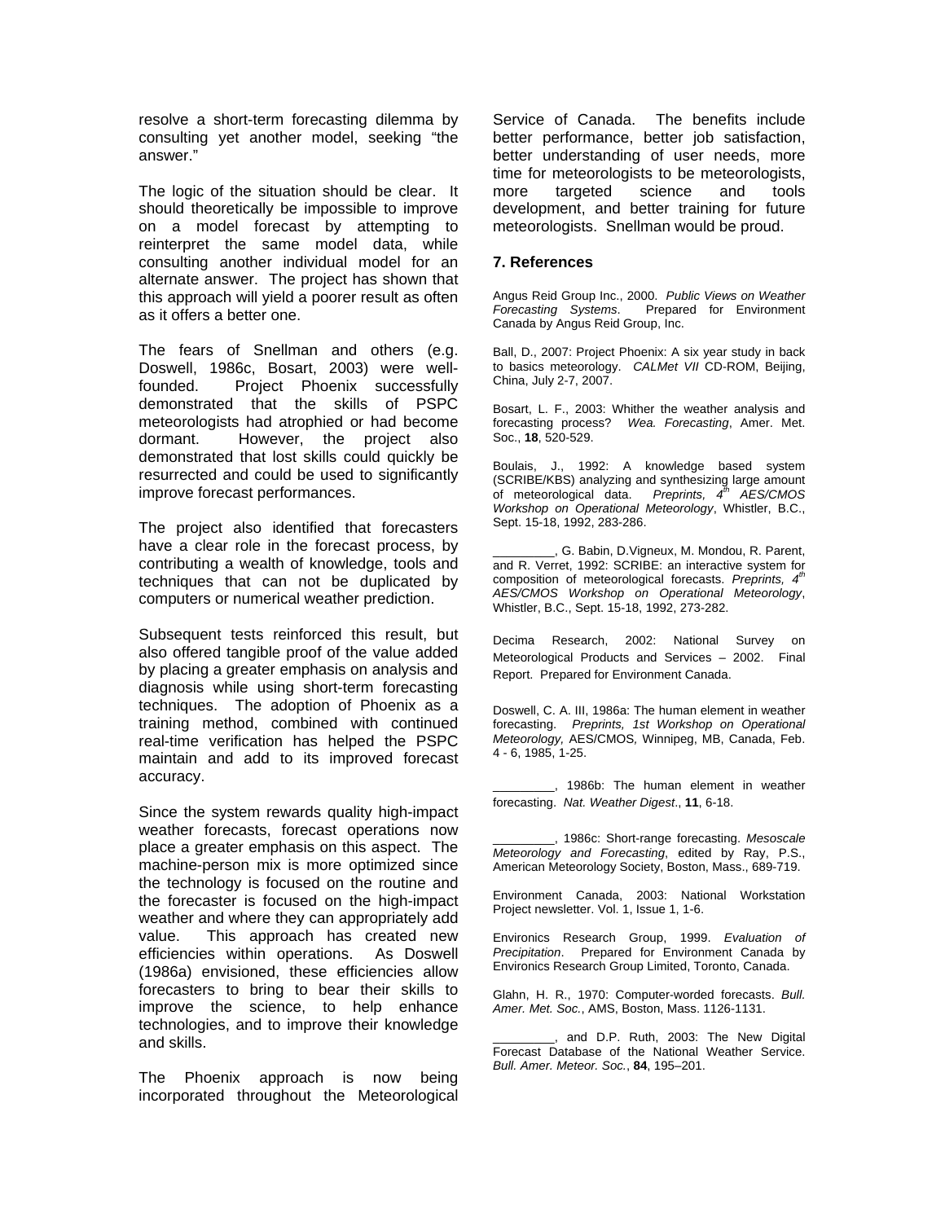resolve a short-term forecasting dilemma by consulting yet another model, seeking "the answer."

The logic of the situation should be clear. It should theoretically be impossible to improve on a model forecast by attempting to reinterpret the same model data, while consulting another individual model for an alternate answer. The project has shown that this approach will yield a poorer result as often as it offers a better one.

The fears of Snellman and others (e.g. Doswell, 1986c, Bosart, 2003) were well-founded. Project Phoenix successfully demonstrated that the skills of PSPC meteorologists had atrophied or had become dormant. However, the project also demonstrated that lost skills could quickly be resurrected and could be used to significantly improve forecast performances.

The project also identified that forecasters have a clear role in the forecast process, by contributing a wealth of knowledge, tools and techniques that can not be duplicated by computers or numerical weather prediction.

Subsequent tests reinforced this result, but also offered tangible proof of the value added by placing a greater emphasis on analysis and diagnosis while using short-term forecasting techniques. The adoption of Phoenix as a training method, combined with continued real-time verification has helped the PSPC maintain and add to its improved forecast accuracy.

Since the system rewards quality high-impact weather forecasts, forecast operations now place a greater emphasis on this aspect. The machine-person mix is more optimized since the technology is focused on the routine and the forecaster is focused on the high-impact weather and where they can appropriately add value. This approach has created new efficiencies within operations. As Doswell (1986a) envisioned, these efficiencies allow forecasters to bring to bear their skills to improve the science, to help enhance technologies, and to improve their knowledge and skills.

The Phoenix approach is now being incorporated throughout the Meteorological Service of Canada. The benefits include better performance, better job satisfaction, better understanding of user needs, more time for meteorologists to be meteorologists, more targeted science and tools development, and better training for future meteorologists. Snellman would be proud.

## 7. References

Angus Reid Group Inc., 2000. *Public Views on Weather Forecasting Systems*. Prepared for Environment Canada by Angus Reid Group, Inc.

Ball, D., 2007: Project Phoenix: A six year study in back to basics meteorology. *CALMet VII* CD-ROM, Beijing, China, July 2-7, 2007.

Bosart, L. F., 2003: Whither the weather analysis and forecasting process? *Wea. Forecasting*, Amer. Met. Soc., **18**, 520-529.

Boulais, J., 1992: A knowledge based system (SCRIBE/KBS) analyzing and synthesizing large amount of meteorological data. *Preprints, 4th AES/CMOS Workshop on Operational Meteorology*, Whistler, B.C., Sept. 15-18, 1992, 283-286.

________, G. Babin, D.Vigneux, M. Mondou, R. Parent, and R. Verret, 1992: SCRIBE: an interactive system for composition of meteorological forecasts. *Preprints, 4th AES/CMOS Workshop on Operational Meteorology*, Whistler, B.C., Sept. 15-18, 1992, 273-282.

Decima Research, 2002: National Survey on Meteorological Products and Services – 2002. Final Report. Prepared for Environment Canada.

Doswell, C. A. III, 1986a: The human element in weather forecasting. *Preprints, 1st Workshop on Operational Meteorology,* AES/CMOS*,* Winnipeg, MB, Canada, Feb. 4 - 6, 1985, 1-25.

________, 1986b: The human element in weather forecasting. *Nat. Weather Digest*., **11**, 6-18.

________, 1986c: Short-range forecasting. *Mesoscale Meteorology and Forecasting*, edited by Ray, P.S., American Meteorology Society, Boston, Mass., 689-719.

Environment Canada, 2003: National Workstation Project newsletter. Vol. 1, Issue 1, 1-6.

Environics Research Group, 1999. *Evaluation of Precipitation*. Prepared for Environment Canada by Environics Research Group Limited, Toronto, Canada.

Glahn, H. R., 1970: Computer-worded forecasts. *Bull. Amer. Met. Soc.*, AMS, Boston, Mass. 1126-1131.

________, and D.P. Ruth, 2003: The New Digital Forecast Database of the National Weather Service. *Bull. Amer. Meteor. Soc.*, **84**, 195–201.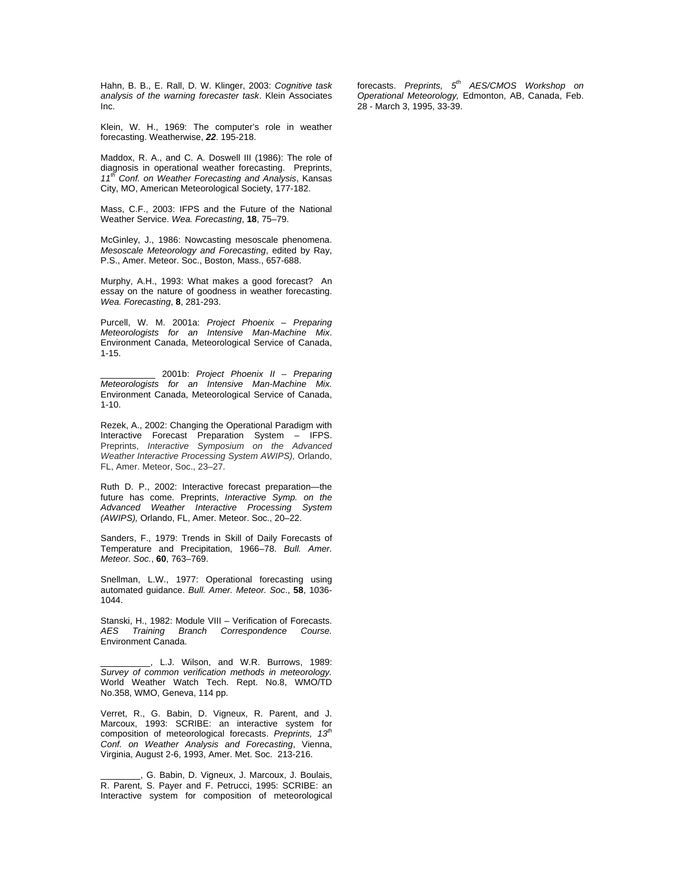Hahn, B. B., E. Rall, D. W. Klinger, 2003: *Cognitive task analysis of the warning forecaster task*. Klein Associates Inc.

Klein, W. H., 1969: The computer's role in weather forecasting. Weatherwise, ***22***. 195-218.

Maddox, R. A., and C. A. Doswell III (1986): The role of diagnosis in operational weather forecasting. Preprints, *11th Conf. on Weather Forecasting and Analysis*, Kansas City, MO, American Meteorological Society, 177-182.

Mass, C.F., 2003: IFPS and the Future of the National Weather Service. *Wea. Forecasting*, **18**, 75–79.

McGinley, J., 1986: Nowcasting mesoscale phenomena. *Mesoscale Meteorology and Forecasting*, edited by Ray, P.S., Amer. Meteor. Soc., Boston, Mass., 657-688.

Murphy, A.H., 1993: What makes a good forecast? An essay on the nature of goodness in weather forecasting. *Wea. Forecasting*, **8**, 281-293.

Purcell, W. M. 2001a: *Project Phoenix – Preparing Meteorologists for an Intensive Man-Machine Mix*. Environment Canada, Meteorological Service of Canada, 1-15.

___________ 2001b: *Project Phoenix II – Preparing Meteorologists for an Intensive Man-Machine Mix.* Environment Canada, Meteorological Service of Canada, 1-10.

Rezek, A., 2002: Changing the Operational Paradigm with Interactive Forecast Preparation System – IFPS. Preprints, *Interactive Symposium on the Advanced Weather Interactive Processing System AWIPS),* Orlando, FL, Amer. Meteor, Soc., 23–27.

Ruth D. P., 2002: Interactive forecast preparation—the future has come. Preprints, *Interactive Symp. on the Advanced Weather Interactive Processing System (AWIPS),* Orlando, FL, Amer. Meteor. Soc., 20–22.

Sanders, F., 1979: Trends in Skill of Daily Forecasts of Temperature and Precipitation, 1966–78. *Bull. Amer. Meteor. Soc.*, **60**, 763–769.

Snellman, L.W., 1977: Operational forecasting using automated guidance. *Bull. Amer. Meteor. Soc*., **58**, 1036-1044.

Stanski, H., 1982: Module VIII – Verification of Forecasts. *AES Training Branch Correspondence Course.* Environment Canada.

__________, L.J. Wilson, and W.R. Burrows, 1989: *Survey of common verification methods in meteorology.* World Weather Watch Tech. Rept. No.8, WMO/TD No.358, WMO, Geneva, 114 pp.

Verret, R., G. Babin, D. Vigneux, R. Parent, and J. Marcoux, 1993: SCRIBE: an interactive system for composition of meteorological forecasts. *Preprints, 13th Conf. on Weather Analysis and Forecasting*, Vienna, Virginia, August 2-6, 1993, Amer. Met. Soc. 213-216.

________, G. Babin, D. Vigneux, J. Marcoux, J. Boulais, R. Parent, S. Payer and F. Petrucci, 1995: SCRIBE: an Interactive system for composition of meteorological forecasts. *Preprints, 5th AES/CMOS Workshop on Operational Meteorology,* Edmonton, AB, Canada, Feb. 28 - March 3, 1995, 33-39.